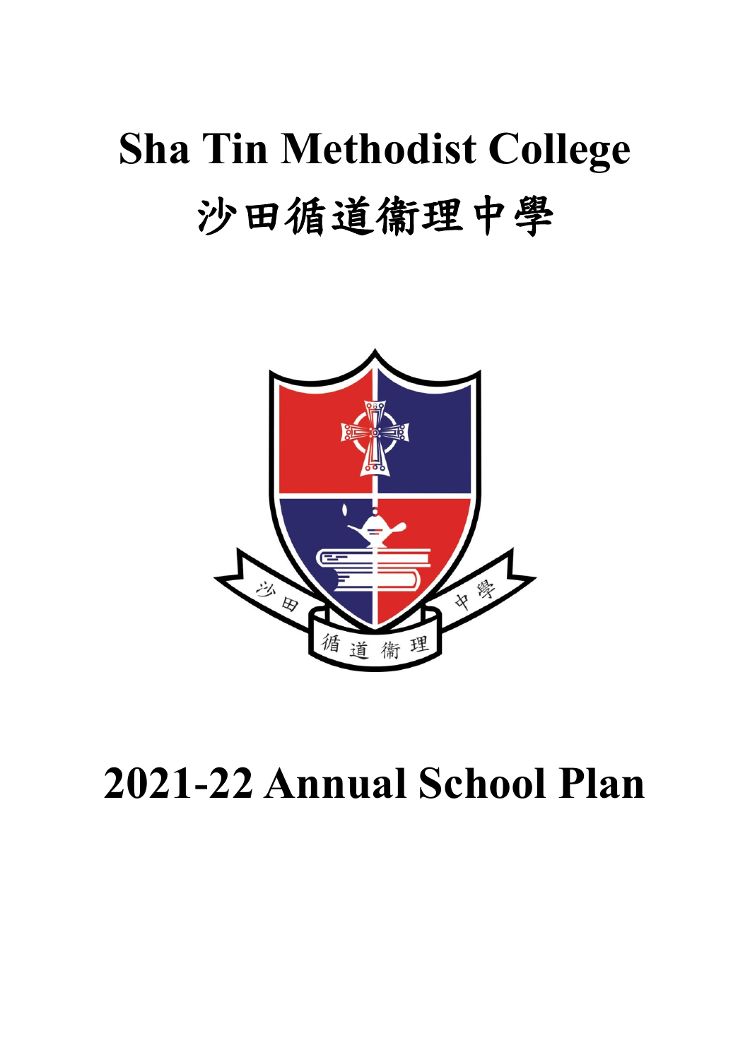# Sha Tin Methodist College

# 沙田循道衛理中學

# 2021-22 Annual School Plan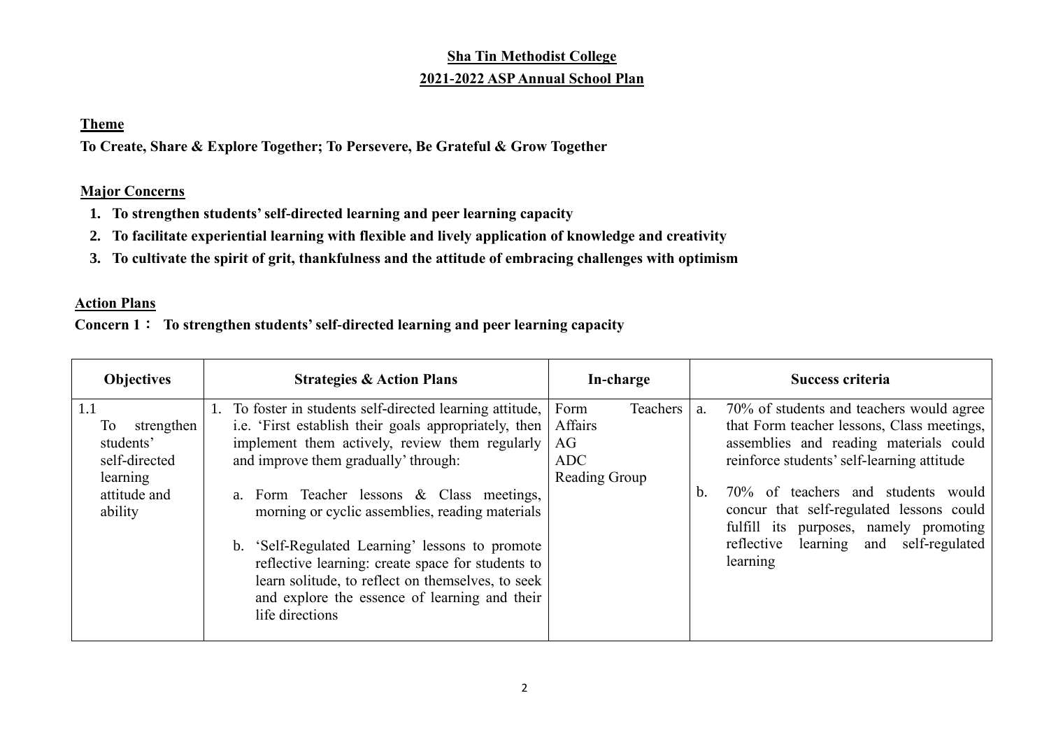**Sha Tin Methodist College**

**2021-2022 ASP Annual School Plan**

**Theme**

**To Create, Share & Explore Together; To Persevere, Be Grateful & Grow Together**

**Major Concerns**

1. **To strengthen students' self-directed learning and peer learning capacity**
2. **To facilitate experiential learning with flexible and lively application of knowledge and creativity**
3. **To cultivate the spirit of grit, thankfulness and the attitude of embracing challenges with optimism**

**Action Plans**

**Concern 1： To strengthen students' self-directed learning and peer learning capacity**

| Objectives | Strategies & Action Plans | In-charge | Success criteria |
| --- | --- | --- | --- |
| 1.1 To strengthen students' self-directed learning attitude and ability | 1. To foster in students self-directed learning attitude, i.e. 'First establish their goals appropriately, then implement them actively, review them regularly and improve them gradually' through:<br><br>a. Form Teacher lessons & Class meetings, morning or cyclic assemblies, reading materials<br><br>b. 'Self-Regulated Learning' lessons to promote reflective learning: create space for students to learn solitude, to reflect on themselves, to seek and explore the essence of learning and their life directions | Form Teachers Affairs<br>AG<br>ADC<br>Reading Group | a. 70% of students and teachers would agree that Form teacher lessons, Class meetings, assemblies and reading materials could reinforce students' self-learning attitude<br><br>b. 70% of teachers and students would concur that self-regulated lessons could fulfill its purposes, namely promoting reflective learning and self-regulated learning |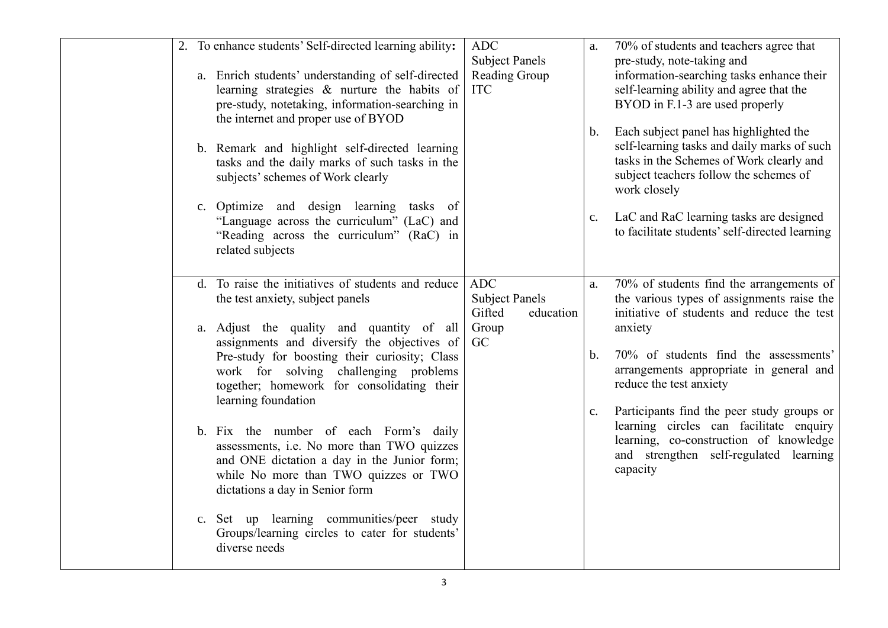| | | | |
|---|---|---|---|
| | 2. To enhance students' Self-directed learning ability:<br><br>a. Enrich students' understanding of self-directed learning strategies & nurture the habits of pre-study, notetaking, information-searching in the internet and proper use of BYOD<br><br>b. Remark and highlight self-directed learning tasks and the daily marks of such tasks in the subjects' schemes of Work clearly<br><br>c. Optimize and design learning tasks of "Language across the curriculum" (LaC) and "Reading across the curriculum" (RaC) in related subjects | ADC<br>Subject Panels<br>Reading Group<br>ITC | a. 70% of students and teachers agree that pre-study, note-taking and information-searching tasks enhance their self-learning ability and agree that the BYOD in F.1-3 are used properly<br><br>b. Each subject panel has highlighted the self-learning tasks and daily marks of such tasks in the Schemes of Work clearly and subject teachers follow the schemes of work closely<br><br>c. LaC and RaC learning tasks are designed to facilitate students' self-directed learning |
| | d. To raise the initiatives of students and reduce the test anxiety, subject panels<br><br>a. Adjust the quality and quantity of all assignments and diversify the objectives of Pre-study for boosting their curiosity; Class work for solving challenging problems together; homework for consolidating their learning foundation<br><br>b. Fix the number of each Form's daily assessments, i.e. No more than TWO quizzes and ONE dictation a day in the Junior form; while No more than TWO quizzes or TWO dictations a day in Senior form<br><br>c. Set up learning communities/peer study Groups/learning circles to cater for students' diverse needs | ADC<br>Subject Panels<br>Gifted education Group<br>GC | a. 70% of students find the arrangements of the various types of assignments raise the initiative of students and reduce the test anxiety<br><br>b. 70% of students find the assessments' arrangements appropriate in general and reduce the test anxiety<br><br>c. Participants find the peer study groups or learning circles can facilitate enquiry learning, co-construction of knowledge and strengthen self-regulated learning capacity |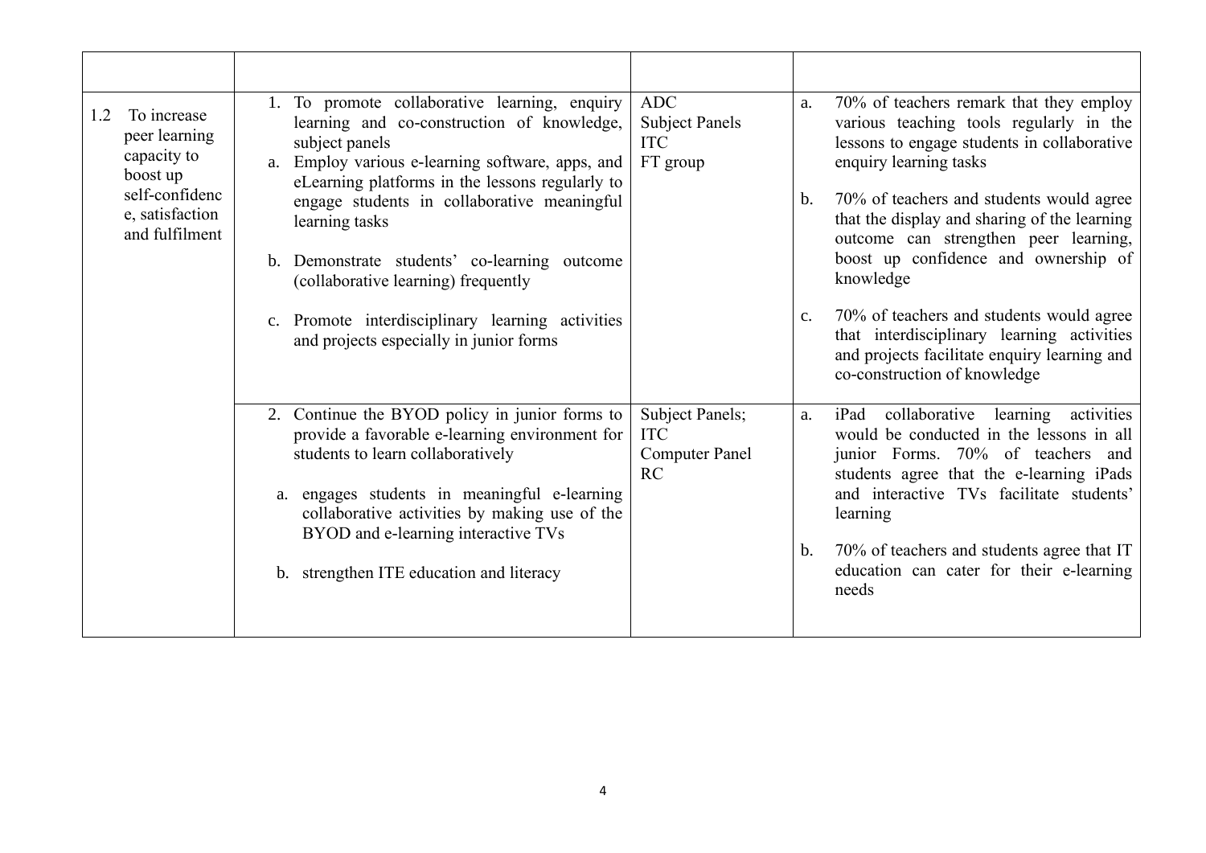| | | | |
|---|---|---|---|
| 1.2 To increase peer learning capacity to boost up self-confidence, satisfaction and fulfilment | 1. To promote collaborative learning, enquiry learning and co-construction of knowledge, subject panels<br>a. Employ various e-learning software, apps, and eLearning platforms in the lessons regularly to engage students in collaborative meaningful learning tasks<br><br>b. Demonstrate students' co-learning outcome (collaborative learning) frequently<br><br>c. Promote interdisciplinary learning activities and projects especially in junior forms | ADC<br>Subject Panels<br>ITC<br>FT group | a. 70% of teachers remark that they employ various teaching tools regularly in the lessons to engage students in collaborative enquiry learning tasks<br><br>b. 70% of teachers and students would agree that the display and sharing of the learning outcome can strengthen peer learning, boost up confidence and ownership of knowledge<br><br>c. 70% of teachers and students would agree that interdisciplinary learning activities and projects facilitate enquiry learning and co-construction of knowledge |
| | 2. Continue the BYOD policy in junior forms to provide a favorable e-learning environment for students to learn collaboratively<br><br>a. engages students in meaningful e-learning collaborative activities by making use of the BYOD and e-learning interactive TVs<br><br>b. strengthen ITE education and literacy | Subject Panels;<br>ITC<br>Computer Panel<br>RC | a. iPad collaborative learning activities would be conducted in the lessons in all junior Forms. 70% of teachers and students agree that the e-learning iPads and interactive TVs facilitate students' learning<br><br>b. 70% of teachers and students agree that IT education can cater for their e-learning needs |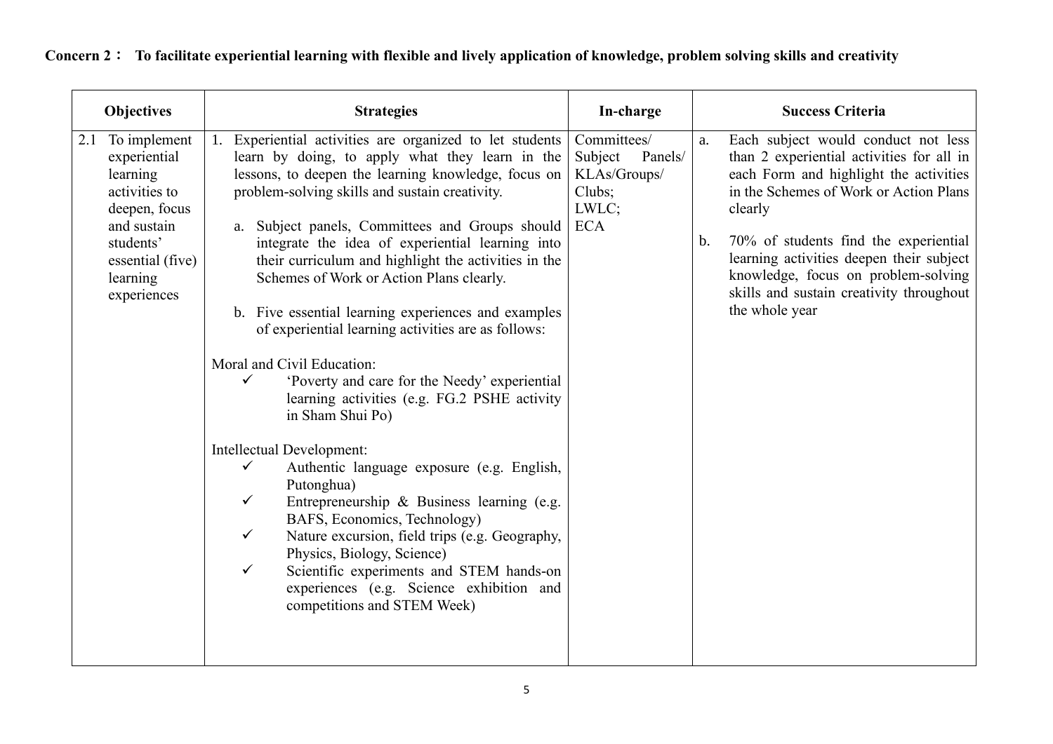**Concern 2： To facilitate experiential learning with flexible and lively application of knowledge, problem solving skills and creativity**

| Objectives | Strategies | In-charge | Success Criteria |
|---|---|---|---|
| 2.1 To implement experiential learning activities to deepen, focus and sustain students' essential (five) learning experiences | 1. Experiential activities are organized to let students learn by doing, to apply what they learn in the lessons, to deepen the learning knowledge, focus on problem-solving skills and sustain creativity.<br><br>a. Subject panels, Committees and Groups should integrate the idea of experiential learning into their curriculum and highlight the activities in the Schemes of Work or Action Plans clearly.<br><br>b. Five essential learning experiences and examples of experiential learning activities are as follows:<br><br>Moral and Civil Education:<br>✓ 'Poverty and care for the Needy' experiential learning activities (e.g. FG.2 PSHE activity in Sham Shui Po)<br><br>Intellectual Development:<br>✓ Authentic language exposure (e.g. English, Putonghua)<br>✓ Entrepreneurship & Business learning (e.g. BAFS, Economics, Technology)<br>✓ Nature excursion, field trips (e.g. Geography, Physics, Biology, Science)<br>✓ Scientific experiments and STEM hands-on experiences (e.g. Science exhibition and competitions and STEM Week) | Committees/ Subject Panels/ KLAs/Groups/ Clubs;<br>LWLC;<br>ECA | a. Each subject would conduct not less than 2 experiential activities for all in each Form and highlight the activities in the Schemes of Work or Action Plans clearly<br><br>b. 70% of students find the experiential learning activities deepen their subject knowledge, focus on problem-solving skills and sustain creativity throughout the whole year |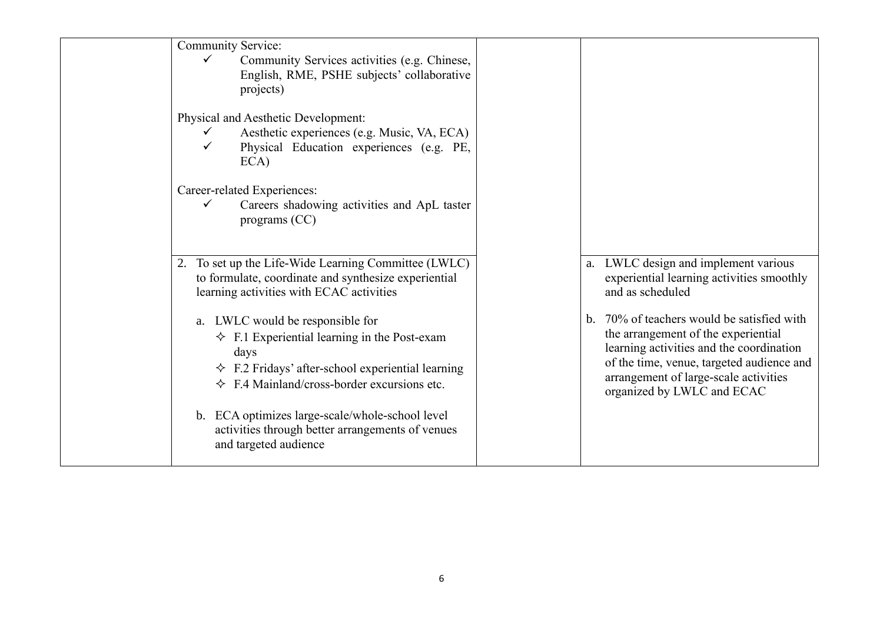| | | | |
|---|---|---|---|
| | Community Service:<br>✓ Community Services activities (e.g. Chinese, English, RME, PSHE subjects' collaborative projects)<br><br>Physical and Aesthetic Development:<br>✓ Aesthetic experiences (e.g. Music, VA, ECA)<br>✓ Physical Education experiences (e.g. PE, ECA)<br><br>Career-related Experiences:<br>✓ Careers shadowing activities and ApL taster programs (CC) | | |
| | 2. To set up the Life-Wide Learning Committee (LWLC) to formulate, coordinate and synthesize experiential learning activities with ECAC activities<br><br>a. LWLC would be responsible for<br>✧ F.1 Experiential learning in the Post-exam days<br>✧ F.2 Fridays' after-school experiential learning<br>✧ F.4 Mainland/cross-border excursions etc.<br><br>b. ECA optimizes large-scale/whole-school level activities through better arrangements of venues and targeted audience | | a. LWLC design and implement various experiential learning activities smoothly and as scheduled<br><br>b. 70% of teachers would be satisfied with the arrangement of the experiential learning activities and the coordination of the time, venue, targeted audience and arrangement of large-scale activities organized by LWLC and ECAC |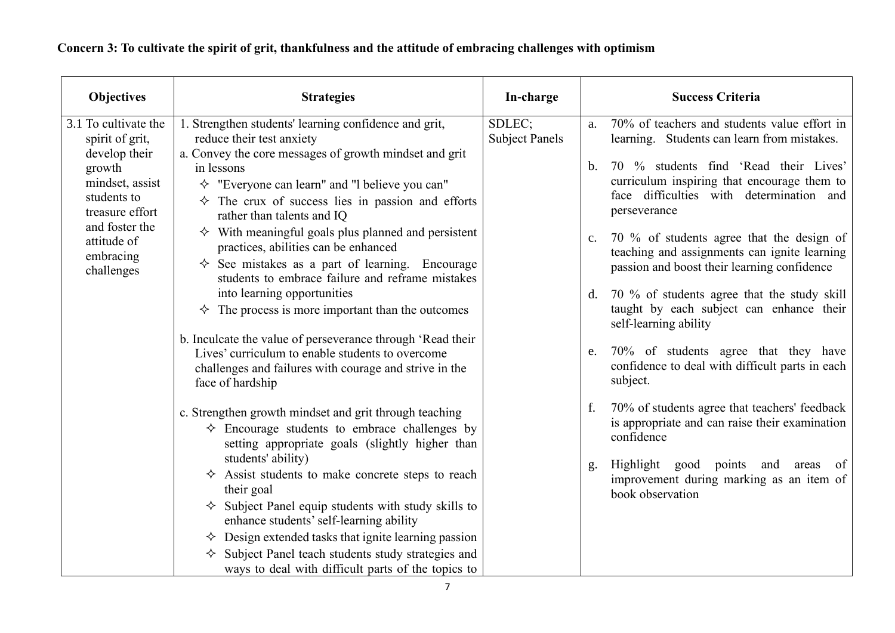**Concern 3: To cultivate the spirit of grit, thankfulness and the attitude of embracing challenges with optimism**

| Objectives | Strategies | In-charge | Success Criteria |
|---|---|---|---|
| 3.1 To cultivate the spirit of grit, develop their growth mindset, assist students to treasure effort and foster the attitude of embracing challenges | 1. Strengthen students' learning confidence and grit, reduce their test anxiety<br>a. Convey the core messages of growth mindset and grit in lessons<br>✧ "Everyone can learn" and "l believe you can"<br>✧ The crux of success lies in passion and efforts rather than talents and IQ<br>✧ With meaningful goals plus planned and persistent practices, abilities can be enhanced<br>✧ See mistakes as a part of learning. Encourage students to embrace failure and reframe mistakes into learning opportunities<br>✧ The process is more important than the outcomes<br><br>b. Inculcate the value of perseverance through 'Read their Lives' curriculum to enable students to overcome challenges and failures with courage and strive in the face of hardship<br><br>c. Strengthen growth mindset and grit through teaching<br>✧ Encourage students to embrace challenges by setting appropriate goals (slightly higher than students' ability)<br>✧ Assist students to make concrete steps to reach their goal<br>✧ Subject Panel equip students with study skills to enhance students' self-learning ability<br>✧ Design extended tasks that ignite learning passion<br>✧ Subject Panel teach students study strategies and ways to deal with difficult parts of the topics to | SDLEC;<br>Subject Panels | a. 70% of teachers and students value effort in learning. Students can learn from mistakes.<br><br>b. 70 % students find 'Read their Lives' curriculum inspiring that encourage them to face difficulties with determination and perseverance<br><br>c. 70 % of students agree that the design of teaching and assignments can ignite learning passion and boost their learning confidence<br><br>d. 70 % of students agree that the study skill taught by each subject can enhance their self-learning ability<br><br>e. 70% of students agree that they have confidence to deal with difficult parts in each subject.<br><br>f. 70% of students agree that teachers' feedback is appropriate and can raise their examination confidence<br><br>g. Highlight good points and areas of improvement during marking as an item of book observation |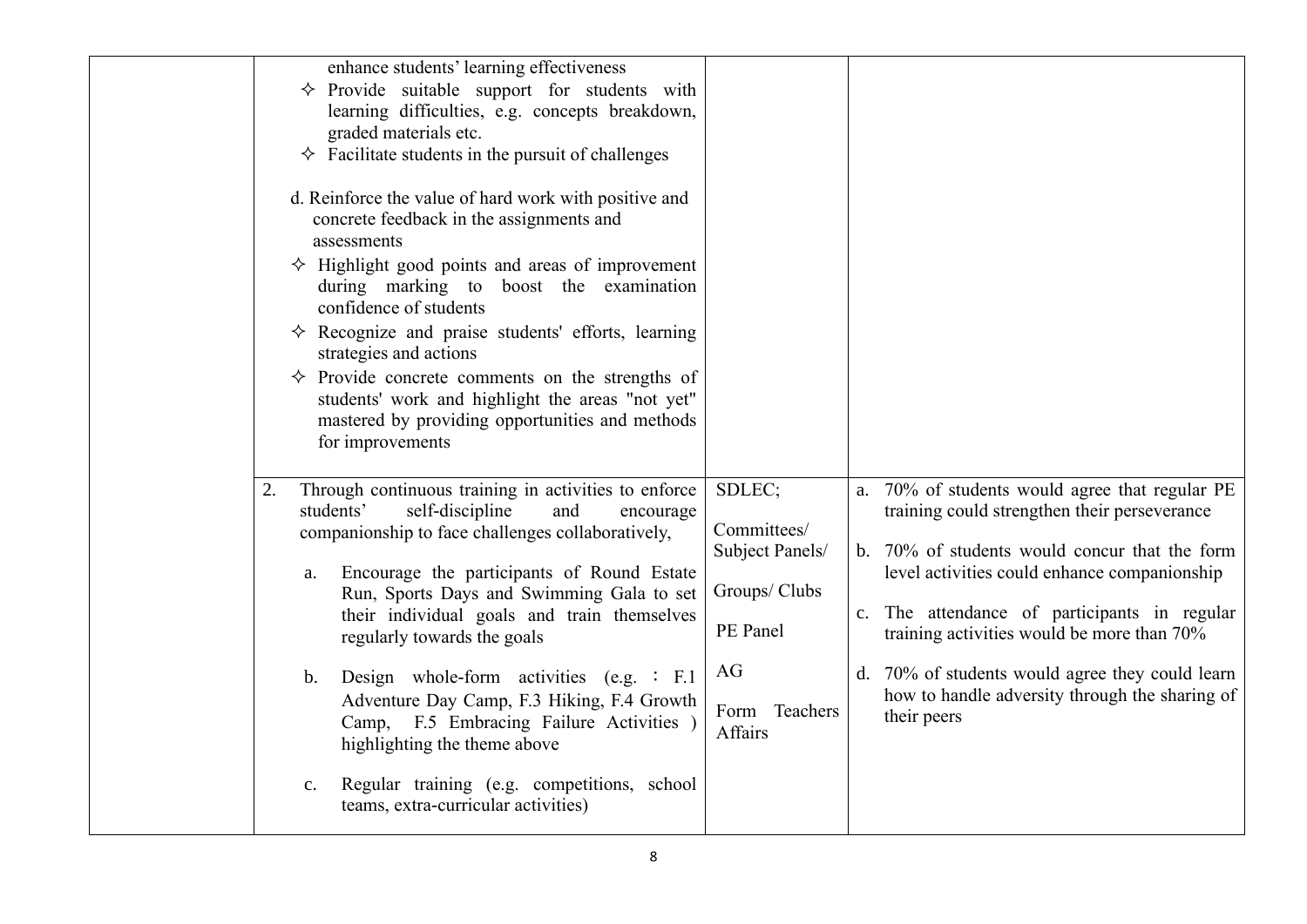| | | | |
|---|---|---|---|
| | enhance students' learning effectiveness<br>✧ Provide suitable support for students with learning difficulties, e.g. concepts breakdown, graded materials etc.<br>✧ Facilitate students in the pursuit of challenges<br><br>d. Reinforce the value of hard work with positive and concrete feedback in the assignments and assessments<br>✧ Highlight good points and areas of improvement during marking to boost the examination confidence of students<br>✧ Recognize and praise students' efforts, learning strategies and actions<br>✧ Provide concrete comments on the strengths of students' work and highlight the areas "not yet" mastered by providing opportunities and methods for improvements | | |
| | 2. Through continuous training in activities to enforce students' self-discipline and encourage companionship to face challenges collaboratively,<br><br>a. Encourage the participants of Round Estate Run, Sports Days and Swimming Gala to set their individual goals and train themselves regularly towards the goals<br><br>b. Design whole-form activities (e.g. ：F.1 Adventure Day Camp, F.3 Hiking, F.4 Growth Camp, F.5 Embracing Failure Activities ) highlighting the theme above<br><br>c. Regular training (e.g. competitions, school teams, extra-curricular activities) | SDLEC;<br><br>Committees/ Subject Panels/<br><br>Groups/ Clubs<br><br>PE Panel<br><br>AG<br><br>Form Teachers Affairs | a. 70% of students would agree that regular PE training could strengthen their perseverance<br><br>b. 70% of students would concur that the form level activities could enhance companionship<br><br>c. The attendance of participants in regular training activities would be more than 70%<br><br>d. 70% of students would agree they could learn how to handle adversity through the sharing of their peers |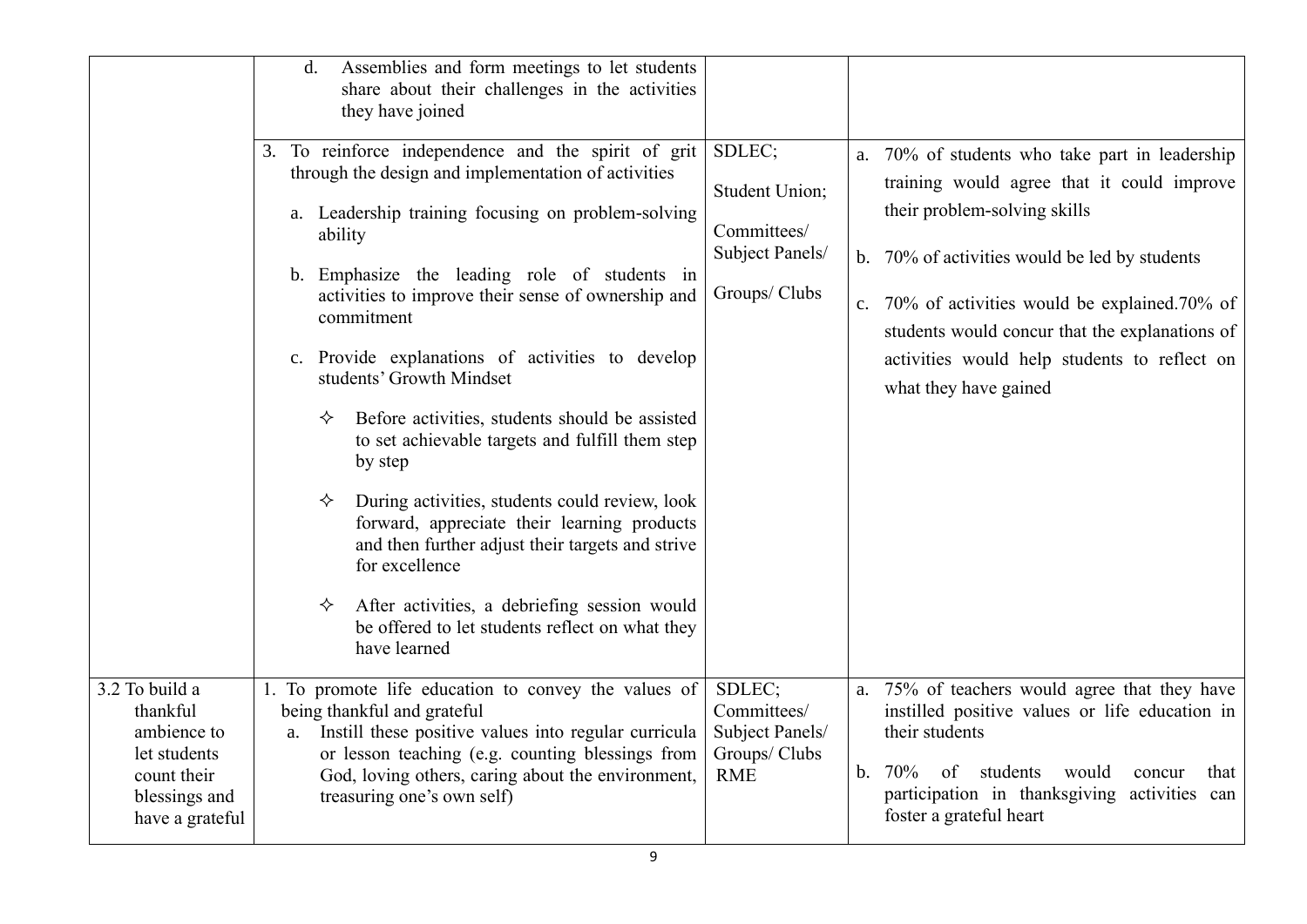| | | | |
|---|---|---|---|
| | d. Assemblies and form meetings to let students share about their challenges in the activities they have joined | | |
| | 3. To reinforce independence and the spirit of grit through the design and implementation of activities<br><br>a. Leadership training focusing on problem-solving ability<br><br>b. Emphasize the leading role of students in activities to improve their sense of ownership and commitment<br><br>c. Provide explanations of activities to develop students' Growth Mindset<br><br>✧ Before activities, students should be assisted to set achievable targets and fulfill them step by step<br><br>✧ During activities, students could review, look forward, appreciate their learning products and then further adjust their targets and strive for excellence<br><br>✧ After activities, a debriefing session would be offered to let students reflect on what they have learned | SDLEC;<br><br>Student Union;<br><br>Committees/ Subject Panels/<br><br>Groups/ Clubs | a. 70% of students who take part in leadership training would agree that it could improve their problem-solving skills<br><br>b. 70% of activities would be led by students<br><br>c. 70% of activities would be explained.70% of students would concur that the explanations of activities would help students to reflect on what they have gained |
| 3.2 To build a thankful ambience to let students count their blessings and have a grateful | 1. To promote life education to convey the values of being thankful and grateful<br>a. Instill these positive values into regular curricula or lesson teaching (e.g. counting blessings from God, loving others, caring about the environment, treasuring one's own self) | SDLEC;<br>Committees/ Subject Panels/ Groups/ Clubs<br>RME | a. 75% of teachers would agree that they have instilled positive values or life education in their students<br><br>b. 70% of students would concur that participation in thanksgiving activities can foster a grateful heart |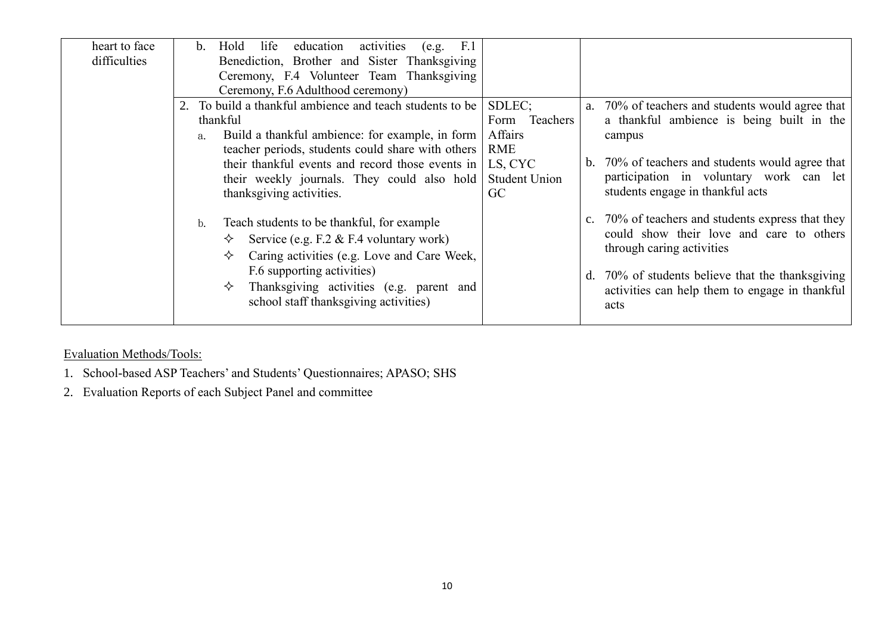| | | | |
|---|---|---|---|
| heart to face difficulties | b. Hold life education activities (e.g. F.1 Benediction, Brother and Sister Thanksgiving Ceremony, F.4 Volunteer Team Thanksgiving Ceremony, F.6 Adulthood ceremony) | | |
| | 2. To build a thankful ambience and teach students to be thankful<br>a. Build a thankful ambience: for example, in form teacher periods, students could share with others their thankful events and record those events in their weekly journals. They could also hold thanksgiving activities.<br>b. Teach students to be thankful, for example<br>✧ Service (e.g. F.2 & F.4 voluntary work)<br>✧ Caring activities (e.g. Love and Care Week, F.6 supporting activities)<br>✧ Thanksgiving activities (e.g. parent and school staff thanksgiving activities) | SDLEC;<br>Form Teachers<br>Affairs<br>RME<br>LS, CYC<br>Student Union<br>GC | a. 70% of teachers and students would agree that a thankful ambience is being built in the campus<br>b. 70% of teachers and students would agree that participation in voluntary work can let students engage in thankful acts<br>c. 70% of teachers and students express that they could show their love and care to others through caring activities<br>d. 70% of students believe that the thanksgiving activities can help them to engage in thankful acts |

Evaluation Methods/Tools:

1. School-based ASP Teachers' and Students' Questionnaires; APASO; SHS
2. Evaluation Reports of each Subject Panel and committee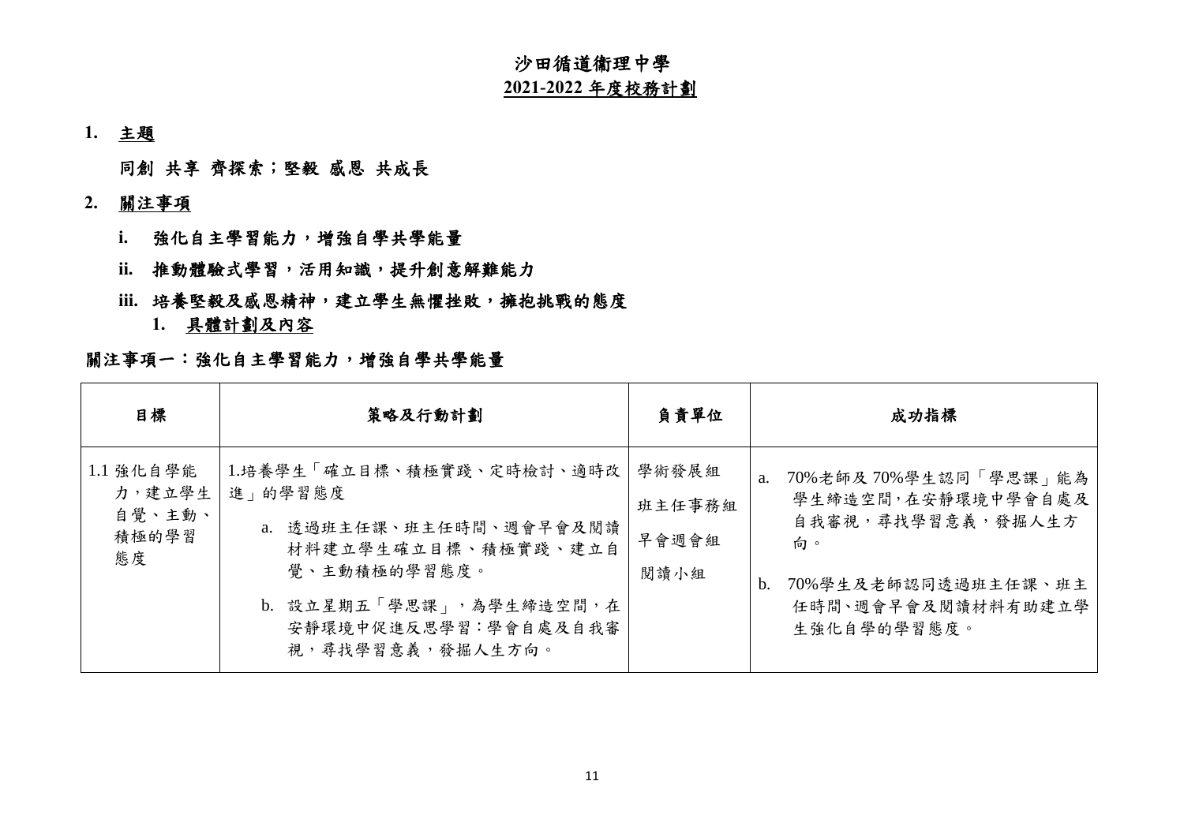# 沙田循道衞理中學
## 2021-2022 年度校務計劃

**1. 主題**

**同創 共享 齊探索；堅毅 感恩 共成長**

**2. 關注事項**

**i. 強化自主學習能力，增強自學共學能量**

**ii. 推動體驗式學習，活用知識，提升創意解難能力**

**iii. 培養堅毅及感恩精神，建立學生無懼挫敗，擁抱挑戰的態度**

**1. 具體計劃及內容**

**關注事項一：強化自主學習能力，增強自學共學能量**

| 目標 | 策略及行動計劃 | 負責單位 | 成功指標 |
| --- | --- | --- | --- |
| 1.1 強化自學能力，建立學生自覺、主動、積極的學習態度 | 1.培養學生「確立目標、積極實踐、定時檢討、適時改進」的學習態度<br>a. 透過班主任課、班主任時間、週會早會及閱讀材料建立學生確立目標、積極實踐、建立自覺、主動積極的學習態度。<br>b. 設立星期五「學思課」，為學生締造空間，在安靜環境中促進反思學習：學會自處及自我審視，尋找學習意義，發掘人生方向。 | 學術發展組<br>班主任事務組<br>早會週會組<br>閱讀小組 | a. 70%老師及 70%學生認同「學思課」能為學生締造空間，在安靜環境中學會自處及自我審視，尋找學習意義，發掘人生方向。<br>b. 70%學生及老師認同透過班主任課、班主任時間、週會早會及閱讀材料有助建立學生強化自學的學習態度。 |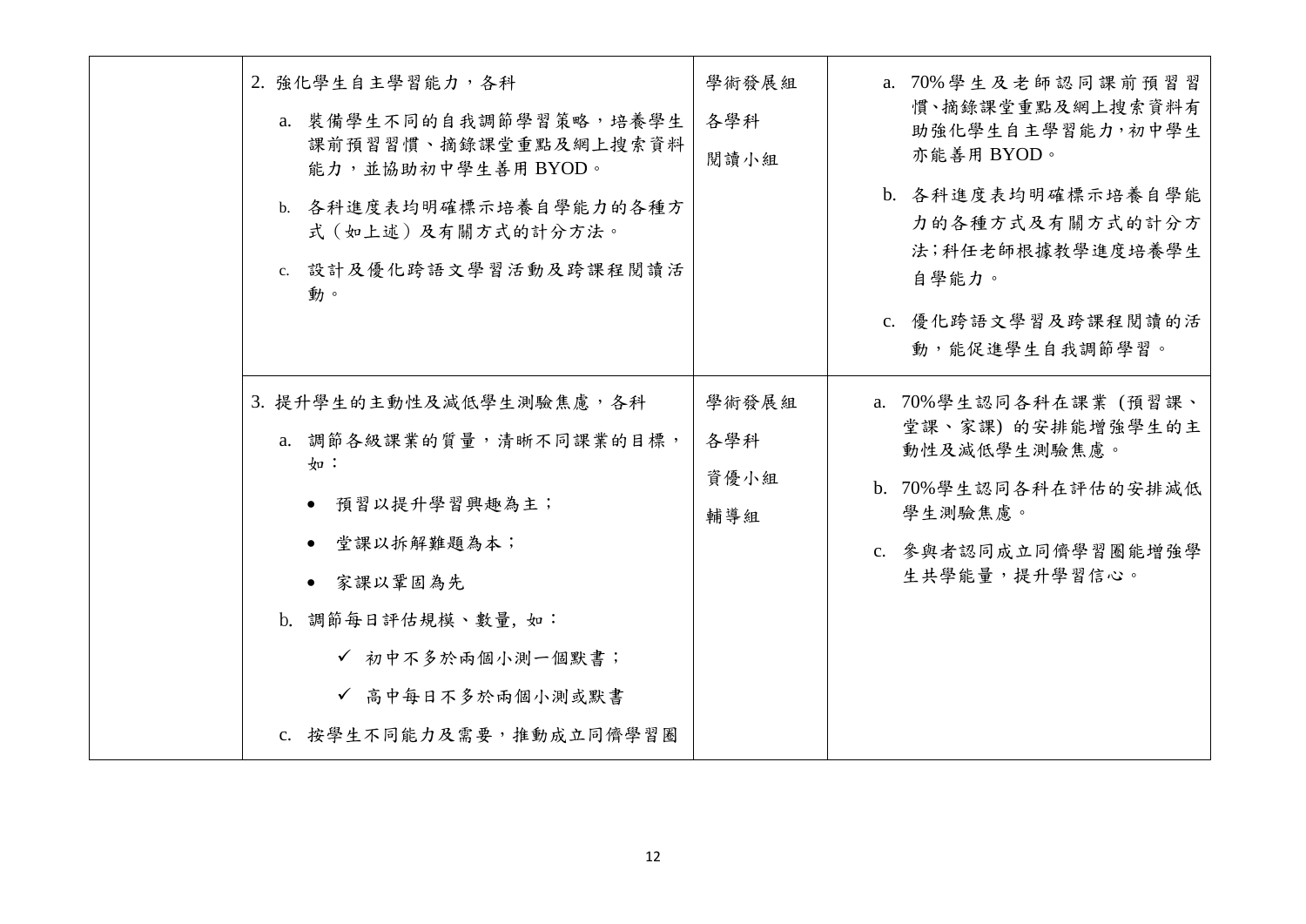| | | | |
|---|---|---|---|
| | 2. 強化學生自主學習能力，各科<br>a. 裝備學生不同的自我調節學習策略，培養學生課前預習習慣、摘錄課堂重點及網上搜索資料能力，並協助初中學生善用 BYOD。<br>b. 各科進度表均明確標示培養自學能力的各種方式（如上述）及有關方式的計分方法。<br>c. 設計及優化跨語文學習活動及跨課程閱讀活動。 | 學術發展組<br>各學科<br>閱讀小組 | a. 70% 學生及老師認同課前預習習慣、摘錄課堂重點及網上搜索資料有助強化學生自主學習能力，初中學生亦能善用 BYOD。<br>b. 各科進度表均明確標示培養自學能力的各種方式及有關方式的計分方法；科任老師根據教學進度培養學生自學能力。<br>c. 優化跨語文學習及跨課程閱讀的活動，能促進學生自我調節學習。 |
| | 3. 提升學生的主動性及減低學生測驗焦慮，各科<br>a. 調節各級課業的質量，清晰不同課業的目標，如：<br>• 預習以提升學習興趣為主；<br>• 堂課以拆解難題為本；<br>• 家課以鞏固為先<br>b. 調節每日評估規模、數量，如：<br>✓ 初中不多於兩個小測一個默書；<br>✓ 高中每日不多於兩個小測或默書<br>c. 按學生不同能力及需要，推動成立同儕學習圈 | 學術發展組<br>各學科<br>資優小組<br>輔導組 | a. 70%學生認同各科在課業 (預習課、堂課、家課) 的安排能增強學生的主動性及減低學生測驗焦慮。<br>b. 70%學生認同各科在評估的安排減低學生測驗焦慮。<br>c. 參與者認同成立同儕學習圈能增強學生共學能量，提升學習信心。 |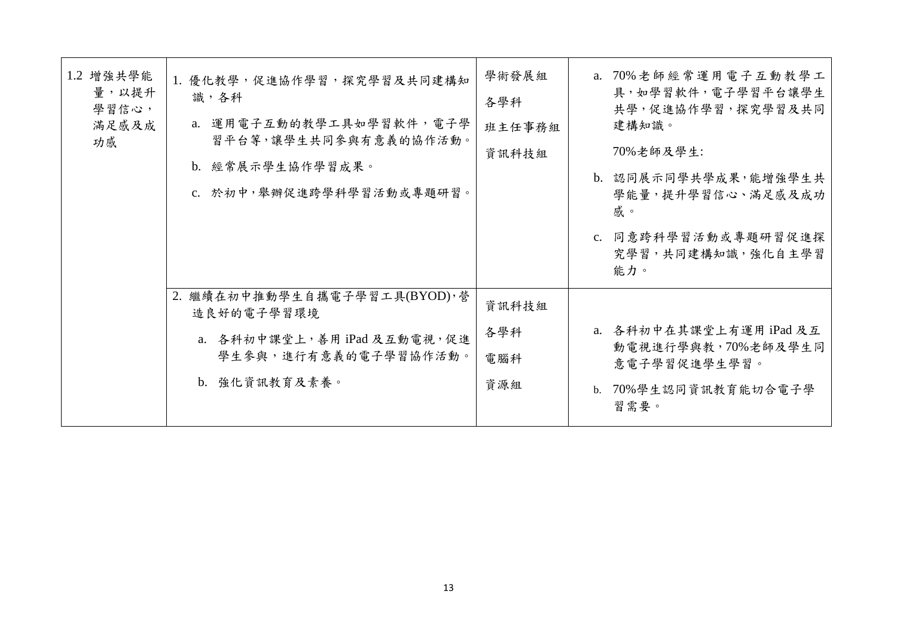| | | | |
|---|---|---|---|
| 1.2 增強共學能量，以提升學習信心，滿足感及成功感 | 1. 優化教學，促進協作學習，探究學習及共同建構知識，各科<br>a. 運用電子互動的教學工具如學習軟件，電子學習平台等，讓學生共同參與有意義的協作活動。<br>b. 經常展示學生協作學習成果。<br>c. 於初中，舉辦促進跨學科學習活動或專題研習。 | 學術發展組<br>各學科<br>班主任事務組<br>資訊科技組 | a. 70%老師經常運用電子互動教學工具，如學習軟件，電子學習平台讓學生共學，促進協作學習，探究學習及共同建構知識。<br>70%老師及學生:<br>b. 認同展示同學共學成果，能增強學生共學能量，提升學習信心、滿足感及成功感。<br>c. 同意跨科學習活動或專題研習促進探究學習，共同建構知識，強化自主學習能力。 |
| | 2. 繼續在初中推動學生自攜電子學習工具(BYOD)，營造良好的電子學習環境<br>a. 各科初中課堂上，善用 iPad 及互動電視，促進學生參與，進行有意義的電子學習協作活動。<br>b. 強化資訊教育及素養。 | 資訊科技組<br>各學科<br>電腦科<br>資源組 | a. 各科初中在其課堂上有運用 iPad 及互動電視進行學與教，70%老師及學生同意電子學習促進學生學習。<br>b. 70%學生認同資訊教育能切合電子學習需要。 |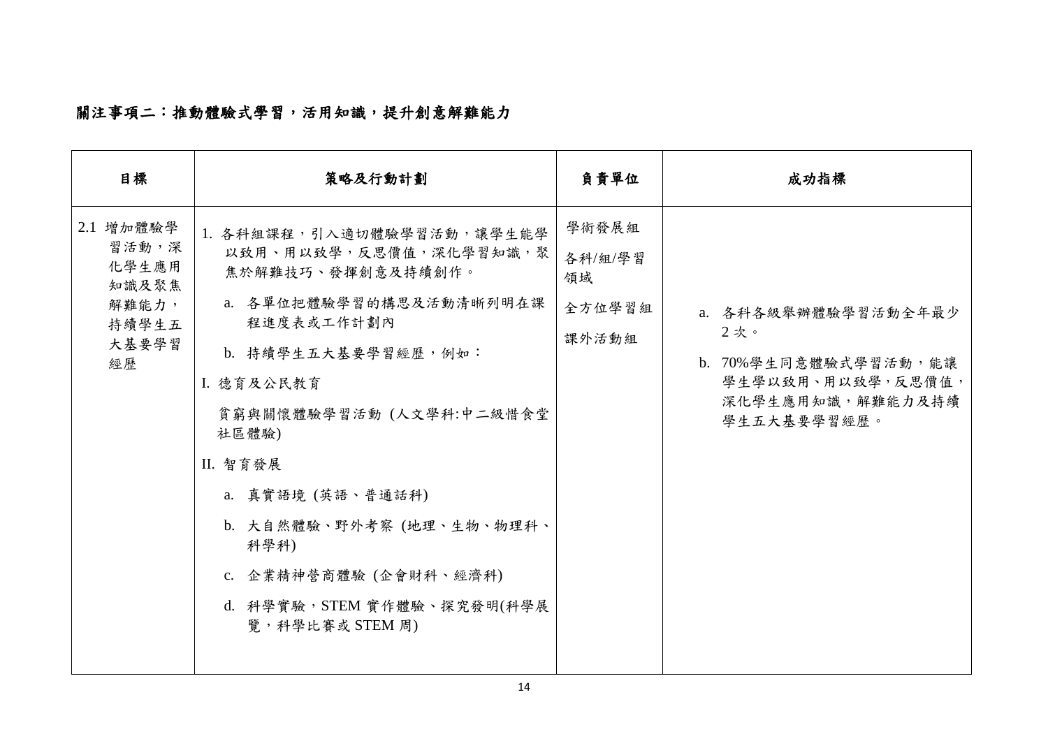**關注事項二：推動體驗式學習，活用知識，提升創意解難能力**

| 目標 | 策略及行動計劃 | 負責單位 | 成功指標 |
|---|---|---|---|
| 2.1 增加體驗學習活動，深化學生應用知識及聚焦解難能力，持續學生五大基要學習經歷 | 1. 各科組課程，引入適切體驗學習活動，讓學生能學以致用、用以致學，反思價值，深化學習知識，聚焦於解難技巧、發揮創意及持續創作。<br>a. 各單位把體驗學習的構思及活動清晰列明在課程進度表或工作計劃內<br>b. 持續學生五大基要學習經歷，例如：<br>I. 德育及公民教育<br>貧窮與關懷體驗學習活動 (人文學科:中二級惜食堂社區體驗)<br>II. 智育發展<br>a. 真實語境 (英語、普通話科)<br>b. 大自然體驗、野外考察 (地理、生物、物理科、科學科)<br>c. 企業精神營商體驗 (企會財科、經濟科)<br>d. 科學實驗，STEM 實作體驗、探究發明(科學展覽，科學比賽或 STEM 周) | 學術發展組<br>各科/組/學習領域<br>全方位學習組<br>課外活動組 | a. 各科各級舉辦體驗學習活動全年最少 2 次。<br>b. 70%學生同意體驗式學習活動，能讓學生學以致用、用以致學，反思價值，深化學生應用知識，解難能力及持續學生五大基要學習經歷。 |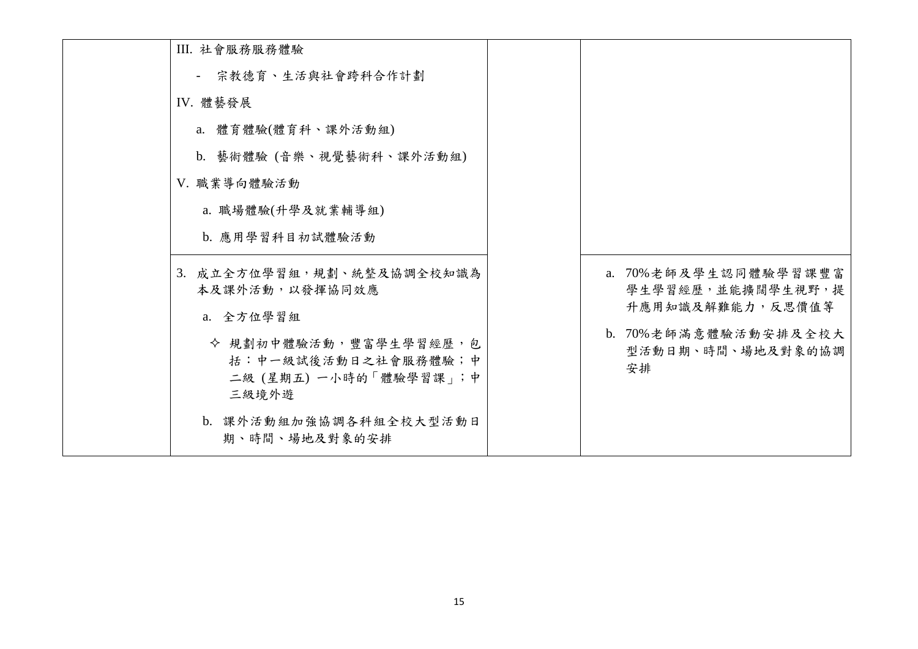| | | | |
|---|---|---|---|
| | III. 社會服務服務體驗<br>- 宗教德育、生活與社會跨科合作計劃<br>IV. 體藝發展<br>a. 體育體驗(體育科、課外活動組)<br>b. 藝術體驗 (音樂、視覺藝術科、課外活動組)<br>V. 職業導向體驗活動<br>a. 職場體驗(升學及就業輔導組)<br>b. 應用學習科目初試體驗活動 | | |
| | 3. 成立全方位學習組，規劃、統整及協調全校知識為本及課外活動，以發揮協同效應<br>a. 全方位學習組<br>✧ 規劃初中體驗活動，豐富學生學習經歷，包括：中一級試後活動日之社會服務體驗；中二級 (星期五) 一小時的「體驗學習課」；中三級境外遊<br>b. 課外活動組加強協調各科組全校大型活動日期、時間、場地及對象的安排 | | a. 70%老師及學生認同體驗學習課豐富學生學習經歷，並能擴闊學生視野，提升應用知識及解難能力，反思價值等<br>b. 70%老師滿意體驗活動安排及全校大型活動日期、時間、場地及對象的協調安排 |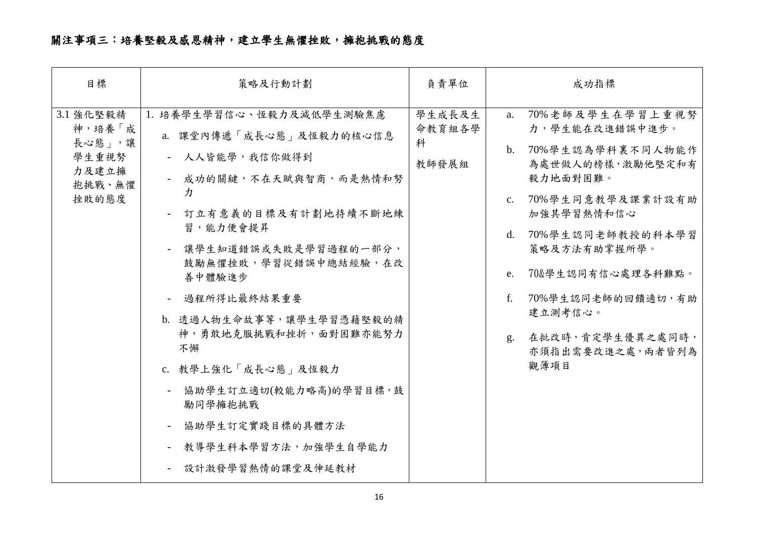## 關注事項三：培養堅毅及感恩精神，建立學生無懼挫敗，擁抱挑戰的態度

| 目標 | 策略及行動計劃 | 負責單位 | 成功指標 |
|---|---|---|---|
| 3.1 強化堅毅精神，培養「成長心態」，讓學生重視努力及建立擁抱挑戰、無懼挫敗的態度 | 1. 培養學生學習信心、恆毅力及減低學生測驗焦慮<br>a. 課堂內傳遞「成長心態」及恆毅力的核心信息<br>- 人人皆能學，我信你做得到<br>- 成功的關鍵，不在天賦與智商，而是熱情和努力<br>- 訂立有意義的目標及有計劃地持續不斷地練習，能力便會提昇<br>- 讓學生知道錯誤或失敗是學習過程的一部分，鼓勵無懼挫敗，學習從錯誤中總結經驗，在改善中體驗進步<br>- 過程所得比最終結果重要<br>b. 透過人物生命故事等，讓學生學習憑藉堅毅的精神，勇敢地克服挑戰和挫折，面對困難亦能努力不懈<br>c. 教學上強化「成長心態」及恆毅力<br>- 協助學生訂立適切(較能力略高)的學習目標，鼓勵同學擁抱挑戰<br>- 協助學生訂定實踐目標的具體方法<br>- 教導學生科本學習方法，加強學生自學能力<br>- 設計激發學習熱情的課堂及伸延教材 | 學生成長及生命教育組各學科<br><br>教師發展組 | a. 70%老師及學生在學習上重視努力，學生能在改進錯誤中進步。<br>b. 70%學生認為學科裏不同人物能作為處世做人的榜樣，激勵他堅定和有毅力地面對困難。<br>c. 70%學生同意教學及課業計設有助加強其學習熱情和信心<br>d. 70%學生認同老師教授的科本學習策略及方法有助掌握所學。<br>e. 70&學生認同有信心處理各科難點。<br>f. 70%學生認同老師的回饋適切，有助建立測考信心。<br>g. 在批改時，肯定學生優異之處同時，亦須指出需要改進之處，兩者皆列為觀簿項目 |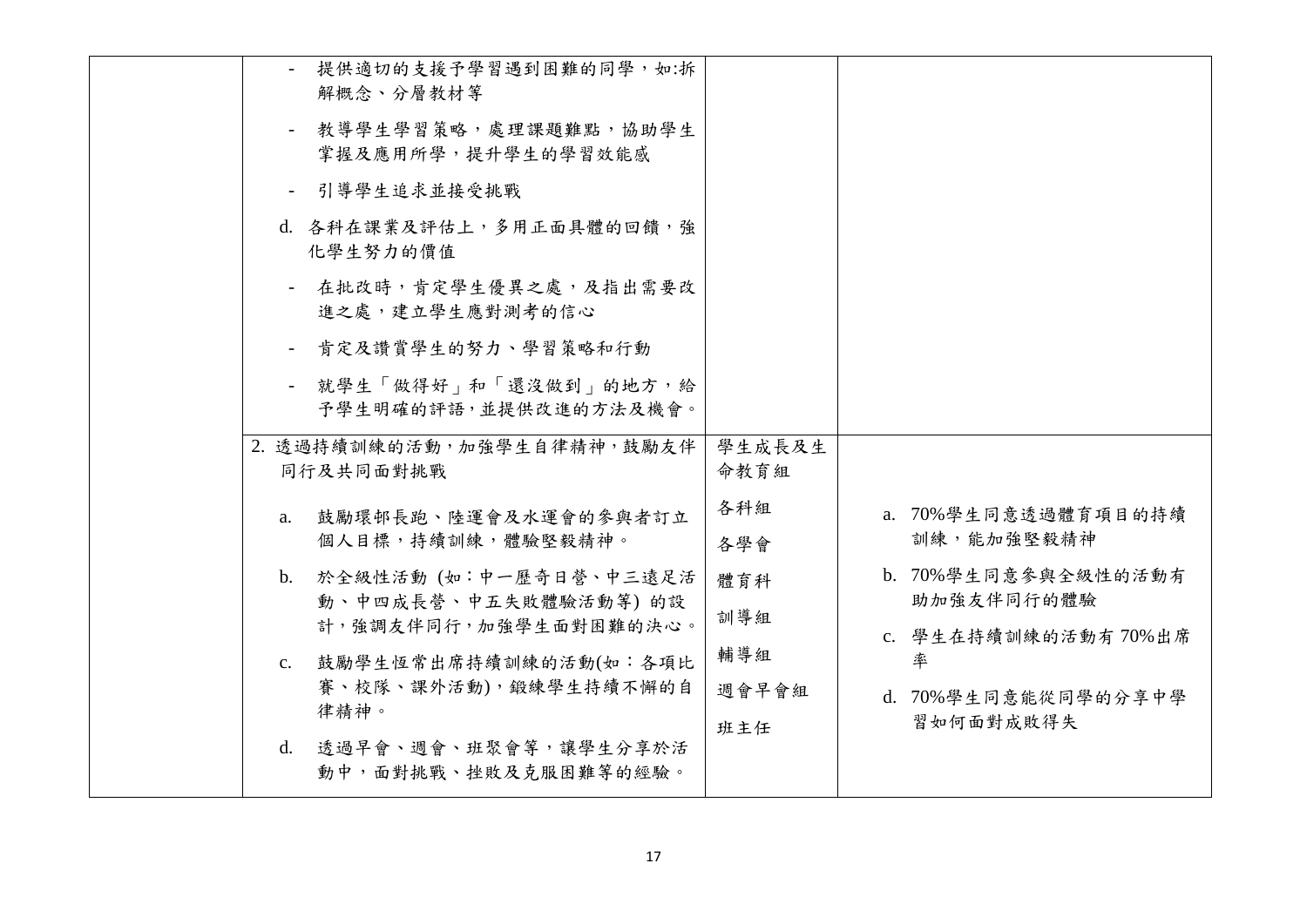| | | | |
|---|---|---|---|
| | - 提供適切的支援予學習遇到困難的同學，如:拆解概念、分層教材等<br>- 教導學生學習策略，處理課題難點，協助學生掌握及應用所學，提升學生的學習效能感<br>- 引導學生追求並接受挑戰<br>d. 各科在課業及評估上，多用正面具體的回饋，強化學生努力的價值<br>- 在批改時，肯定學生優異之處，及指出需要改進之處，建立學生應對測考的信心<br>- 肯定及讚賞學生的努力、學習策略和行動<br>- 就學生「做得好」和「還沒做到」的地方，給予學生明確的評語，並提供改進的方法及機會。 | | |
| | 2. 透過持續訓練的活動，加強學生自律精神，鼓勵友伴同行及共同面對挑戰<br>a. 鼓勵環邨長跑、陸運會及水運會的參與者訂立個人目標，持續訓練，體驗堅毅精神。<br>b. 於全級性活動 (如：中一歷奇日營、中三遠足活動、中四成長營、中五失敗體驗活動等) 的設計，強調友伴同行，加強學生面對困難的決心。<br>c. 鼓勵學生恆常出席持續訓練的活動(如：各項比賽、校隊、課外活動)，鍛練學生持續不懈的自律精神。<br>d. 透過早會、週會、班聚會等，讓學生分享於活動中，面對挑戰、挫敗及克服困難等的經驗。 | 學生成長及生命教育組<br>各科組<br>各學會<br>體育科<br>訓導組<br>輔導組<br>週會早會組<br>班主任 | a. 70%學生同意透過體育項目的持續訓練，能加強堅毅精神<br>b. 70%學生同意參與全級性的活動有助加強友伴同行的體驗<br>c. 學生在持續訓練的活動有 70%出席率<br>d. 70%學生同意能從同學的分享中學習如何面對成敗得失 |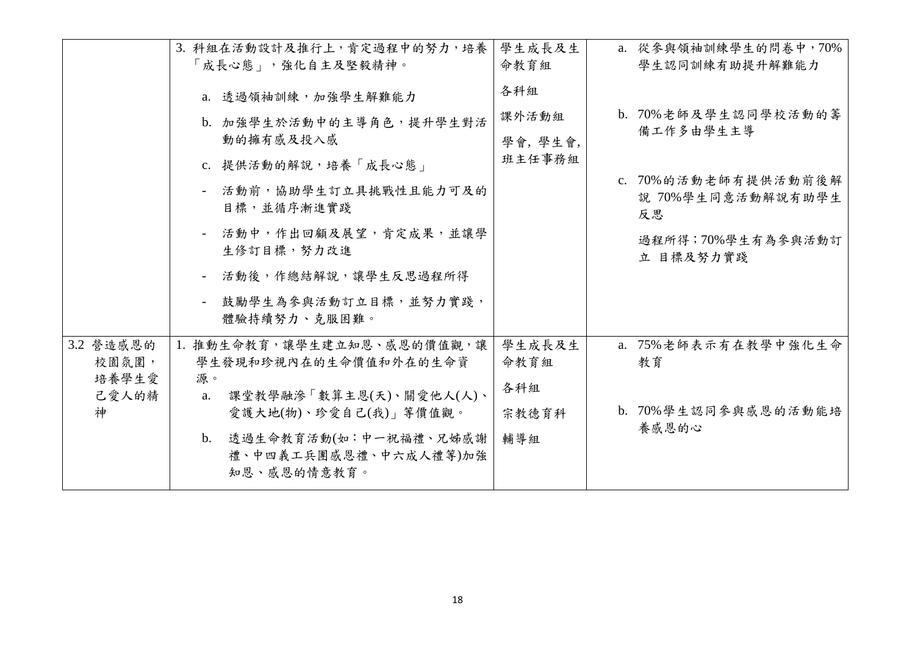| | | | |
|---|---|---|---|
| | 3. 科組在活動設計及推行上，肯定過程中的努力，培養「成長心態」，強化自主及堅毅精神。<br>a. 透過領袖訓練，加強學生解難能力<br>b. 加強學生於活動中的主導角色，提升學生對活動的擁有感及投入感<br>c. 提供活動的解說，培養「成長心態」<br>- 活動前，協助學生訂立具挑戰性且能力可及的目標，並循序漸進實踐<br>- 活動中，作出回顧及展望，肯定成果，並讓學生修訂目標，努力改進<br>- 活動後，作總結解說，讓學生反思過程所得<br>- 鼓勵學生為參與活動訂立目標，並努力實踐，體驗持續努力、克服困難。 | 學生成長及生命教育組<br>各科組<br>課外活動組<br>學會, 學生會,<br>班主任事務組 | a. 從參與領袖訓練學生的問卷中，70%學生認同訓練有助提升解難能力<br>b. 70%老師及學生認同學校活動的籌備工作多由學生主導<br>c. 70%的活動老師有提供活動前後解說 70%學生同意活動解說有助學生反思<br>過程所得；70%學生有為參與活動訂立 目標及努力實踐 |
| 3.2 營造感恩的校園氛圍，培養學生愛己愛人的精神 | 1. 推動生命教育，讓學生建立知恩、感恩的價值觀，讓學生發現和珍視內在的生命價值和外在的生命資源。<br>a. 課堂教學融滲「數算主恩(天)、關愛他人(人)、愛護大地(物)、珍愛自己(我)」等價值觀。<br>b. 透過生命教育活動(如：中一祝福禮、兄姊感謝禮、中四義工兵團感恩禮、中六成人禮等)加強知恩、感恩的情意教育。 | 學生成長及生命教育組<br>各科組<br>宗教德育科<br>輔導組 | a. 75%老師表示有在教學中強化生命教育<br>b. 70%學生認同參與感恩的活動能培養感恩的心 |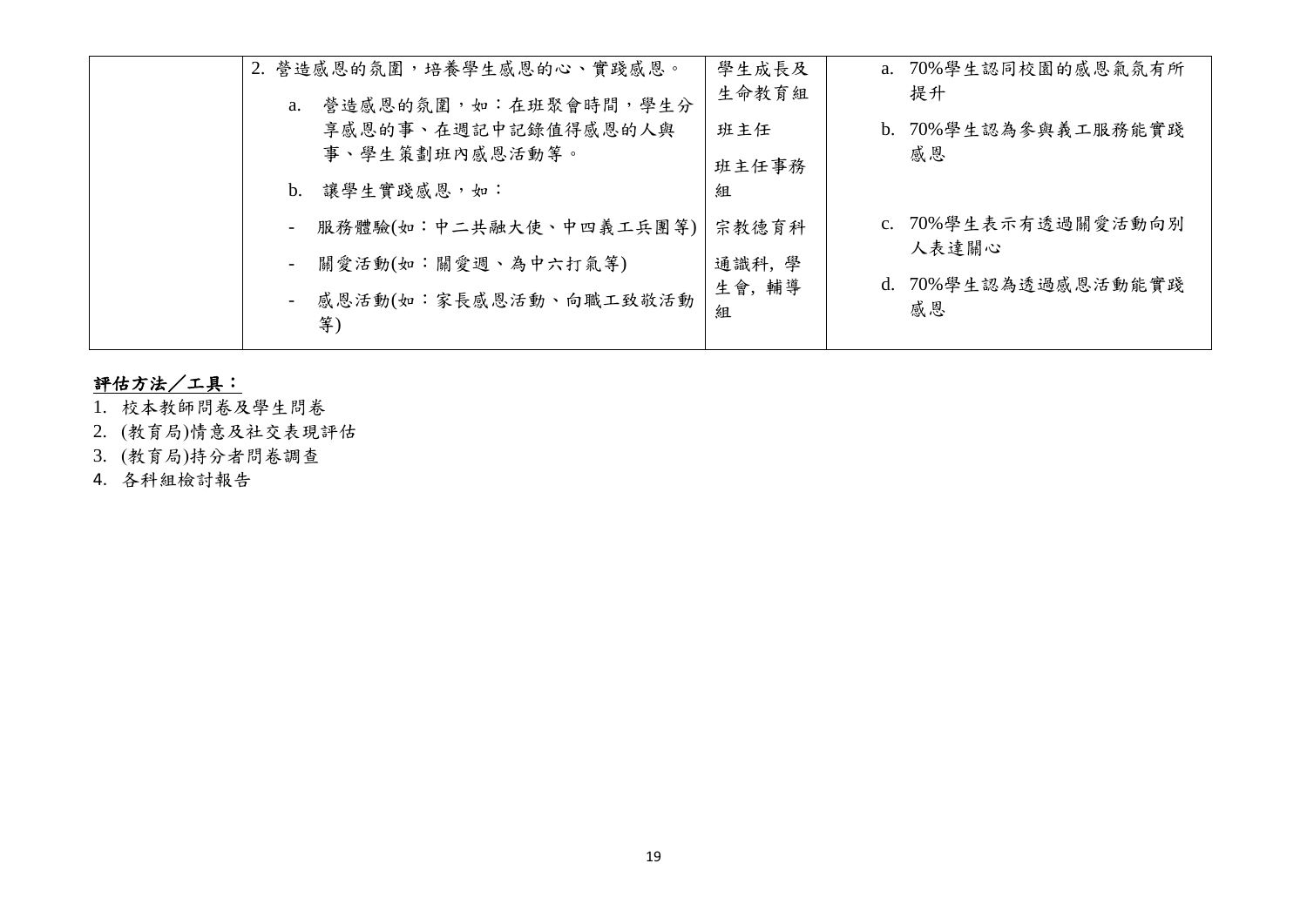| | | | |
|---|---|---|---|
| | 2. 營造感恩的氛圍，培養學生感恩的心、實踐感恩。<br>a. 營造感恩的氛圍，如：在班聚會時間，學生分享感恩的事、在週記中記錄值得感恩的人與事、學生策劃班內感恩活動等。<br>b. 讓學生實踐感恩，如：<br>- 服務體驗(如：中二共融大使、中四義工兵團等)<br>- 關愛活動(如：關愛週、為中六打氣等)<br>- 感恩活動(如：家長感恩活動、向職工致敬活動等) | 學生成長及生命教育組<br>班主任<br>班主任事務組<br>宗教德育科<br>通識科, 學生會, 輔導組 | a. 70%學生認同校園的感恩氣氛有所提升<br>b. 70%學生認為參與義工服務能實踐感恩<br>c. 70%學生表示有透過關愛活動向別人表達關心<br>d. 70%學生認為透過感恩活動能實踐感恩 |

**評估方法／工具：**

1. 校本教師問卷及學生問卷
2. (教育局)情意及社交表現評估
3. (教育局)持分者問卷調查
4. 各科組檢討報告